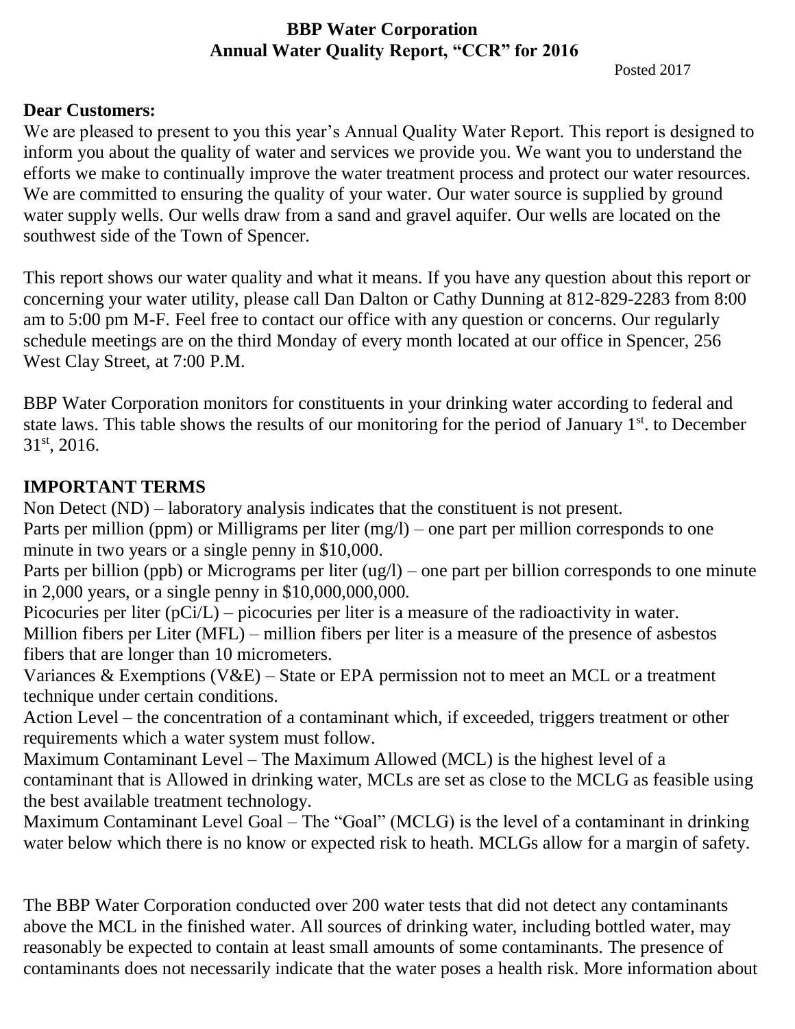# BBP Water Corporation
## Annual Water Quality Report, "CCR" for 2016

Posted 2017

**Dear Customers:**

We are pleased to present to you this year's Annual Quality Water Report. This report is designed to inform you about the quality of water and services we provide you. We want you to understand the efforts we make to continually improve the water treatment process and protect our water resources. We are committed to ensuring the quality of your water. Our water source is supplied by ground water supply wells. Our wells draw from a sand and gravel aquifer. Our wells are located on the southwest side of the Town of Spencer.

This report shows our water quality and what it means. If you have any question about this report or concerning your water utility, please call Dan Dalton or Cathy Dunning at 812-829-2283 from 8:00 am to 5:00 pm M-F. Feel free to contact our office with any question or concerns. Our regularly schedule meetings are on the third Monday of every month located at our office in Spencer, 256 West Clay Street, at 7:00 P.M.

BBP Water Corporation monitors for constituents in your drinking water according to federal and state laws. This table shows the results of our monitoring for the period of January 1st. to December 31st, 2016.

## IMPORTANT TERMS

Non Detect (ND) – laboratory analysis indicates that the constituent is not present.

Parts per million (ppm) or Milligrams per liter (mg/l) – one part per million corresponds to one minute in two years or a single penny in $10,000.

Parts per billion (ppb) or Micrograms per liter (ug/l) – one part per billion corresponds to one minute in 2,000 years, or a single penny in $10,000,000,000.

Picocuries per liter (pCi/L) – picocuries per liter is a measure of the radioactivity in water.

Million fibers per Liter (MFL) – million fibers per liter is a measure of the presence of asbestos fibers that are longer than 10 micrometers.

Variances & Exemptions (V&E) – State or EPA permission not to meet an MCL or a treatment technique under certain conditions.

Action Level – the concentration of a contaminant which, if exceeded, triggers treatment or other requirements which a water system must follow.

Maximum Contaminant Level – The Maximum Allowed (MCL) is the highest level of a contaminant that is Allowed in drinking water, MCLs are set as close to the MCLG as feasible using the best available treatment technology.

Maximum Contaminant Level Goal – The "Goal" (MCLG) is the level of a contaminant in drinking water below which there is no know or expected risk to heath. MCLGs allow for a margin of safety.

The BBP Water Corporation conducted over 200 water tests that did not detect any contaminants above the MCL in the finished water. All sources of drinking water, including bottled water, may reasonably be expected to contain at least small amounts of some contaminants. The presence of contaminants does not necessarily indicate that the water poses a health risk. More information about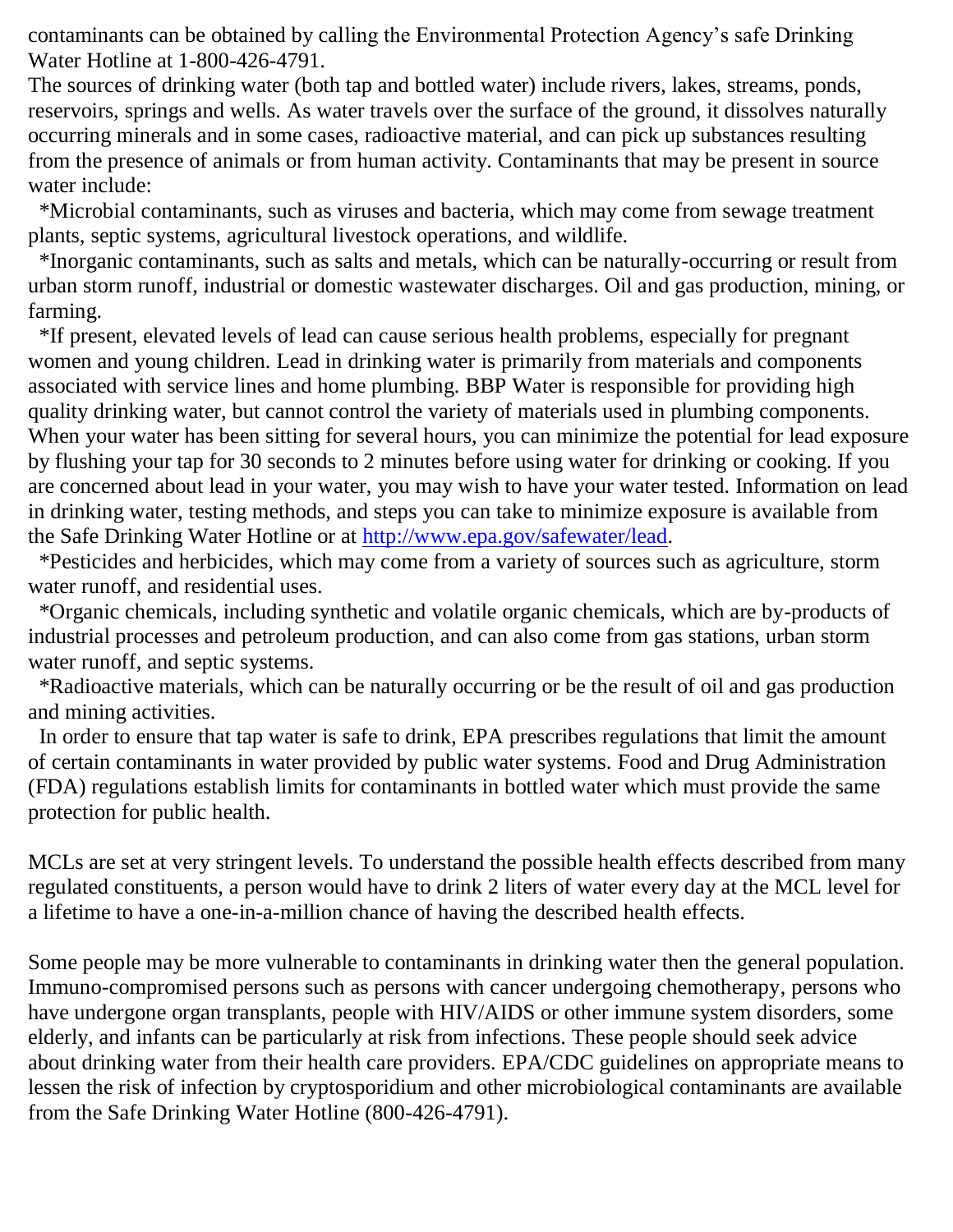contaminants can be obtained by calling the Environmental Protection Agency's safe Drinking Water Hotline at 1-800-426-4791.

The sources of drinking water (both tap and bottled water) include rivers, lakes, streams, ponds, reservoirs, springs and wells. As water travels over the surface of the ground, it dissolves naturally occurring minerals and in some cases, radioactive material, and can pick up substances resulting from the presence of animals or from human activity. Contaminants that may be present in source water include:

*Microbial contaminants, such as viruses and bacteria, which may come from sewage treatment plants, septic systems, agricultural livestock operations, and wildlife.

*Inorganic contaminants, such as salts and metals, which can be naturally-occurring or result from urban storm runoff, industrial or domestic wastewater discharges. Oil and gas production, mining, or farming.

*If present, elevated levels of lead can cause serious health problems, especially for pregnant women and young children. Lead in drinking water is primarily from materials and components associated with service lines and home plumbing. BBP Water is responsible for providing high quality drinking water, but cannot control the variety of materials used in plumbing components. When your water has been sitting for several hours, you can minimize the potential for lead exposure by flushing your tap for 30 seconds to 2 minutes before using water for drinking or cooking. If you are concerned about lead in your water, you may wish to have your water tested. Information on lead in drinking water, testing methods, and steps you can take to minimize exposure is available from the Safe Drinking Water Hotline or at [http://www.epa.gov/safewater/lead](http://www.epa.gov/safewater/lead).

*Pesticides and herbicides, which may come from a variety of sources such as agriculture, storm water runoff, and residential uses.

*Organic chemicals, including synthetic and volatile organic chemicals, which are by-products of industrial processes and petroleum production, and can also come from gas stations, urban storm water runoff, and septic systems.

*Radioactive materials, which can be naturally occurring or be the result of oil and gas production and mining activities.

In order to ensure that tap water is safe to drink, EPA prescribes regulations that limit the amount of certain contaminants in water provided by public water systems. Food and Drug Administration (FDA) regulations establish limits for contaminants in bottled water which must provide the same protection for public health.

MCLs are set at very stringent levels. To understand the possible health effects described from many regulated constituents, a person would have to drink 2 liters of water every day at the MCL level for a lifetime to have a one-in-a-million chance of having the described health effects.

Some people may be more vulnerable to contaminants in drinking water then the general population. Immuno-compromised persons such as persons with cancer undergoing chemotherapy, persons who have undergone organ transplants, people with HIV/AIDS or other immune system disorders, some elderly, and infants can be particularly at risk from infections. These people should seek advice about drinking water from their health care providers. EPA/CDC guidelines on appropriate means to lessen the risk of infection by cryptosporidium and other microbiological contaminants are available from the Safe Drinking Water Hotline (800-426-4791).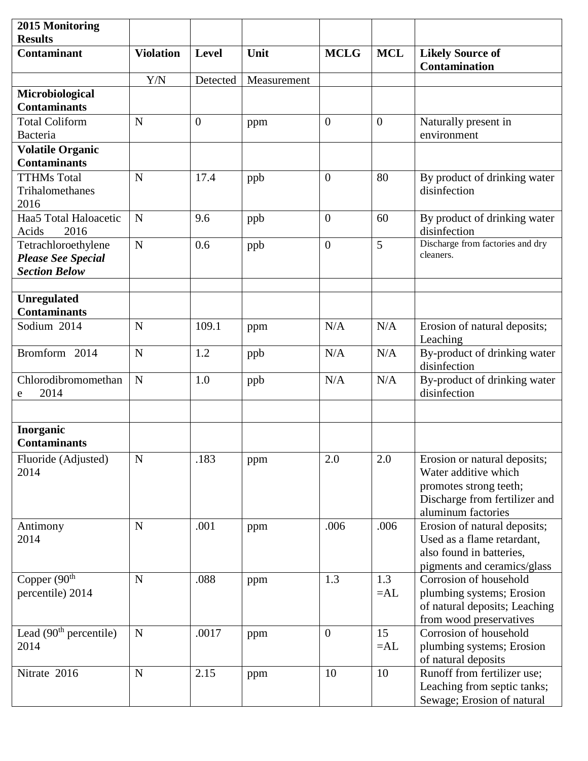| 2015 Monitoring Results | | | | | | |
|---|---|---|---|---|---|---|
| **Contaminant** | **Violation** | **Level** | **Unit** | **MCLG** | **MCL** | **Likely Source of Contamination** |
| | Y/N | Detected | Measurement | | | |
| **Microbiological Contaminants** | | | | | | |
| Total Coliform Bacteria | N | 0 | ppm | 0 | 0 | Naturally present in environment |
| **Volatile Organic Contaminants** | | | | | | |
| TTHMs Total Trihalomethanes 2016 | N | 17.4 | ppb | 0 | 80 | By product of drinking water disinfection |
| Haa5 Total Haloacetic Acids 2016 | N | 9.6 | ppb | 0 | 60 | By product of drinking water disinfection |
| Tetrachloroethylene ***Please See Special Section Below*** | N | 0.6 | ppb | 0 | 5 | Discharge from factories and dry cleaners. |
| | | | | | | |
| **Unregulated Contaminants** | | | | | | |
| Sodium 2014 | N | 109.1 | ppm | N/A | N/A | Erosion of natural deposits; Leaching |
| Bromform 2014 | N | 1.2 | ppb | N/A | N/A | By-product of drinking water disinfection |
| Chlorodibromomethane 2014 | N | 1.0 | ppb | N/A | N/A | By-product of drinking water disinfection |
| | | | | | | |
| **Inorganic Contaminants** | | | | | | |
| Fluoride (Adjusted) 2014 | N | .183 | ppm | 2.0 | 2.0 | Erosion or natural deposits; Water additive which promotes strong teeth; Discharge from fertilizer and aluminum factories |
| Antimony 2014 | N | .001 | ppm | .006 | .006 | Erosion of natural deposits; Used as a flame retardant, also found in batteries, pigments and ceramics/glass |
| Copper (90th percentile) 2014 | N | .088 | ppm | 1.3 | 1.3 =AL | Corrosion of household plumbing systems; Erosion of natural deposits; Leaching from wood preservatives |
| Lead (90th percentile) 2014 | N | .0017 | ppm | 0 | 15 =AL | Corrosion of household plumbing systems; Erosion of natural deposits |
| Nitrate 2016 | N | 2.15 | ppm | 10 | 10 | Runoff from fertilizer use; Leaching from septic tanks; Sewage; Erosion of natural |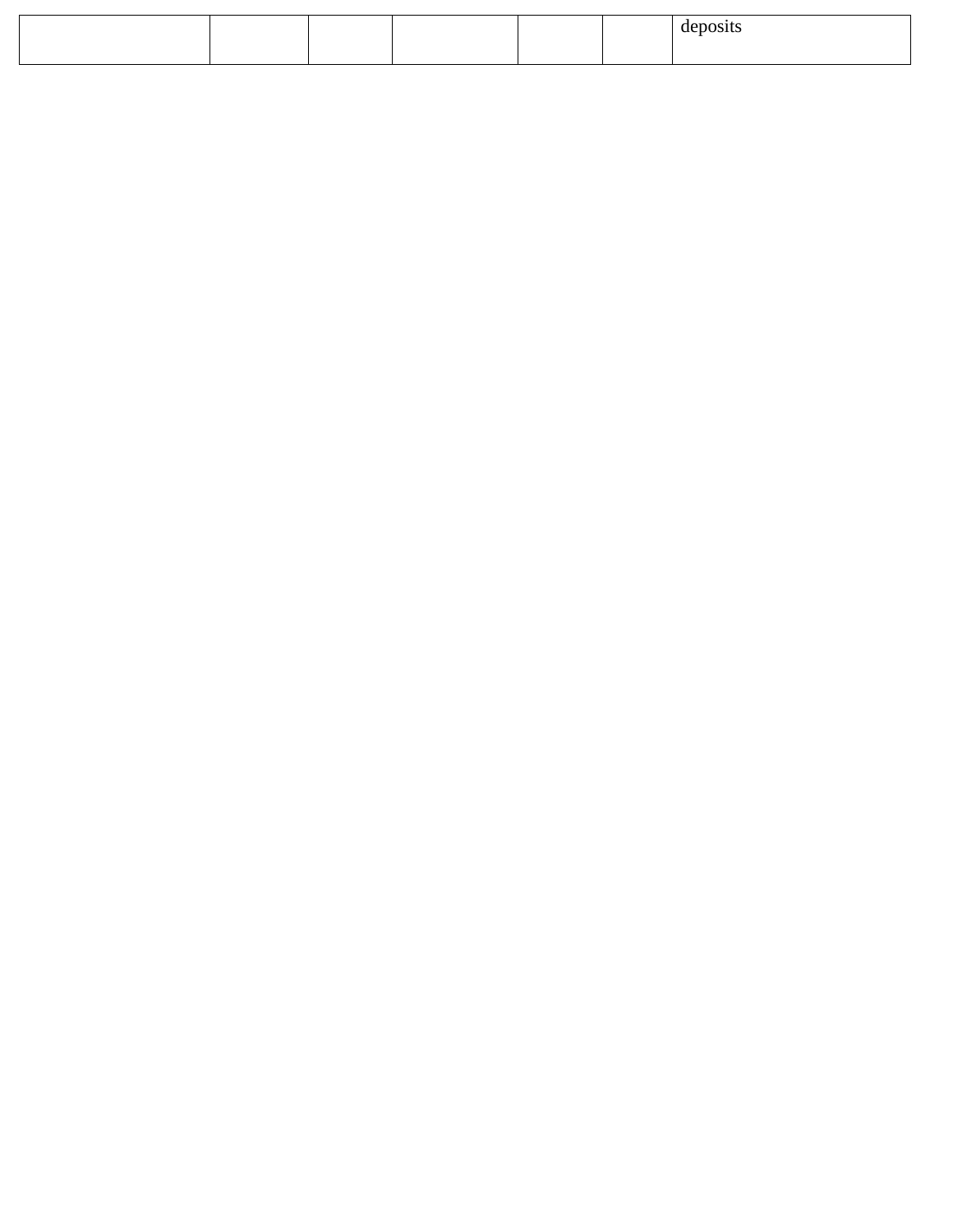| | | | | | | |
|---|---|---|---|---|---|---|
| | | | | | | deposits |